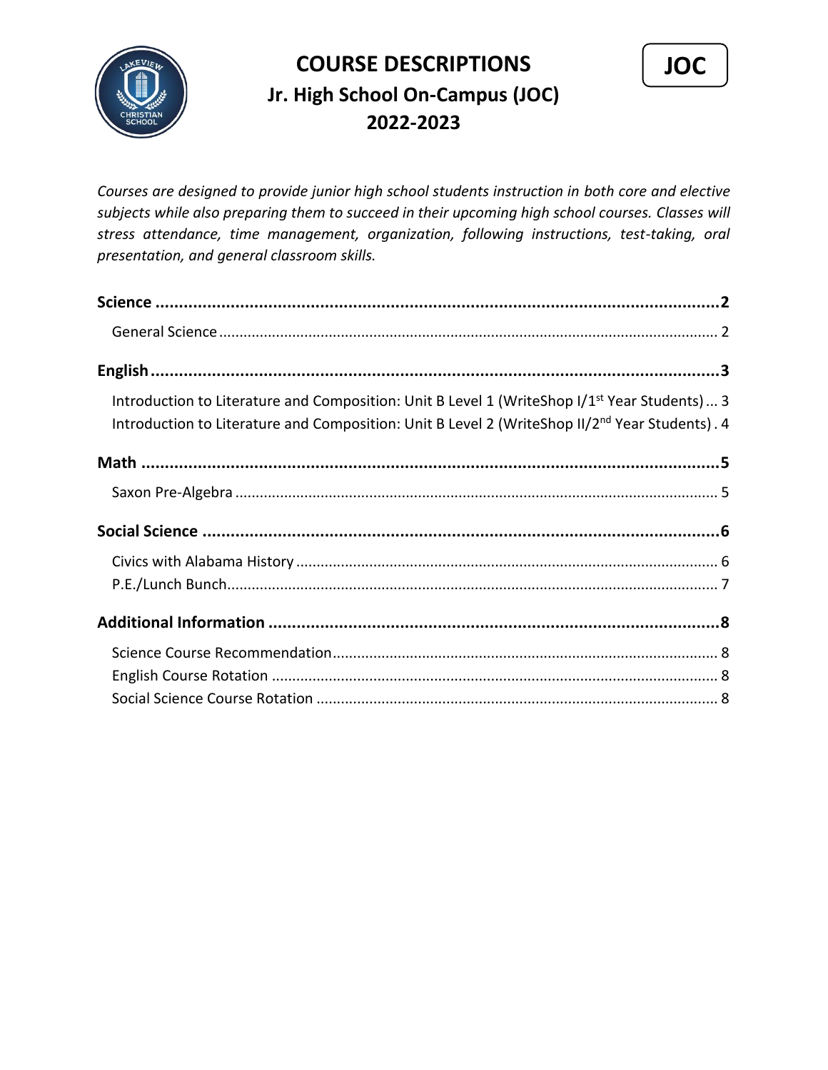# COURSE DESCRIPTIONS

## Jr. High School On-Campus (JOC)

## 2022-2023

**JOC**

*Courses are designed to provide junior high school students instruction in both core and elective subjects while also preparing them to succeed in their upcoming high school courses. Classes will stress attendance, time management, organization, following instructions, test-taking, oral presentation, and general classroom skills.*

**Science ........................................................................ 2**

- General Science ........................................................................ 2

**English ........................................................................ 3**

- Introduction to Literature and Composition: Unit B Level 1 (WriteShop I/1st Year Students) ... 3
- Introduction to Literature and Composition: Unit B Level 2 (WriteShop II/2nd Year Students) . 4

**Math ........................................................................ 5**

- Saxon Pre-Algebra ........................................................................ 5

**Social Science ........................................................................ 6**

- Civics with Alabama History ........................................................................ 6
- P.E./Lunch Bunch ........................................................................ 7

**Additional Information ........................................................................ 8**

- Science Course Recommendation ........................................................................ 8
- English Course Rotation ........................................................................ 8
- Social Science Course Rotation ........................................................................ 8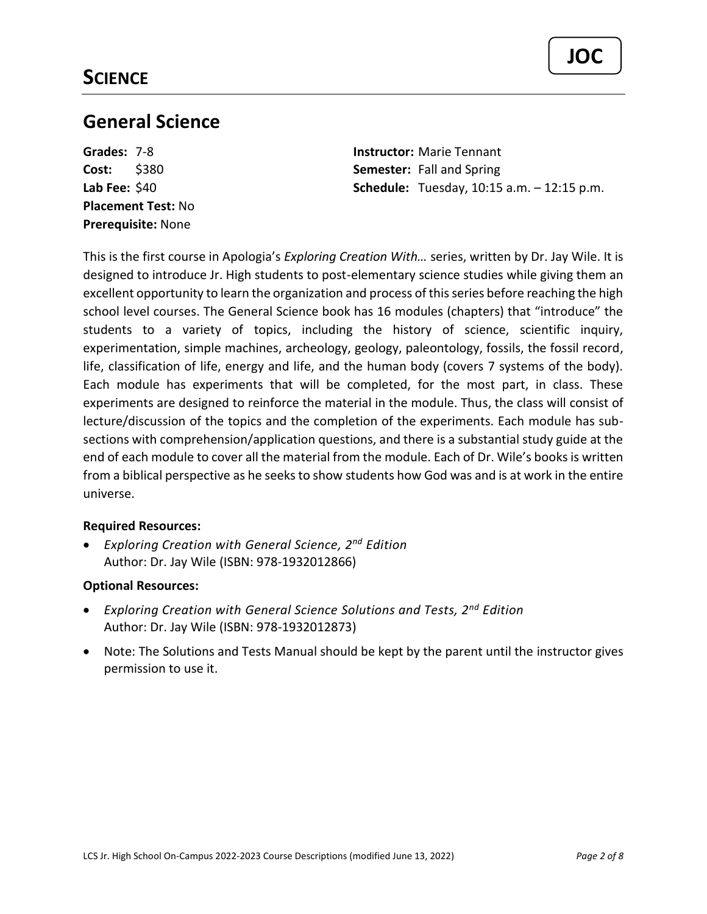# SCIENCE

JOC

## General Science

**Grades:** 7-8
**Cost:** $380
**Lab Fee:** $40
**Placement Test:** No
**Prerequisite:** None

**Instructor:** Marie Tennant
**Semester:** Fall and Spring
**Schedule:** Tuesday, 10:15 a.m. – 12:15 p.m.

This is the first course in Apologia's *Exploring Creation With…* series, written by Dr. Jay Wile. It is designed to introduce Jr. High students to post-elementary science studies while giving them an excellent opportunity to learn the organization and process of this series before reaching the high school level courses. The General Science book has 16 modules (chapters) that "introduce" the students to a variety of topics, including the history of science, scientific inquiry, experimentation, simple machines, archeology, geology, paleontology, fossils, the fossil record, life, classification of life, energy and life, and the human body (covers 7 systems of the body). Each module has experiments that will be completed, for the most part, in class. These experiments are designed to reinforce the material in the module. Thus, the class will consist of lecture/discussion of the topics and the completion of the experiments. Each module has sub-sections with comprehension/application questions, and there is a substantial study guide at the end of each module to cover all the material from the module. Each of Dr. Wile's books is written from a biblical perspective as he seeks to show students how God was and is at work in the entire universe.

**Required Resources:**

- *Exploring Creation with General Science, 2nd Edition*
  Author: Dr. Jay Wile (ISBN: 978-1932012866)

**Optional Resources:**

- *Exploring Creation with General Science Solutions and Tests, 2nd Edition*
  Author: Dr. Jay Wile (ISBN: 978-1932012873)
- Note: The Solutions and Tests Manual should be kept by the parent until the instructor gives permission to use it.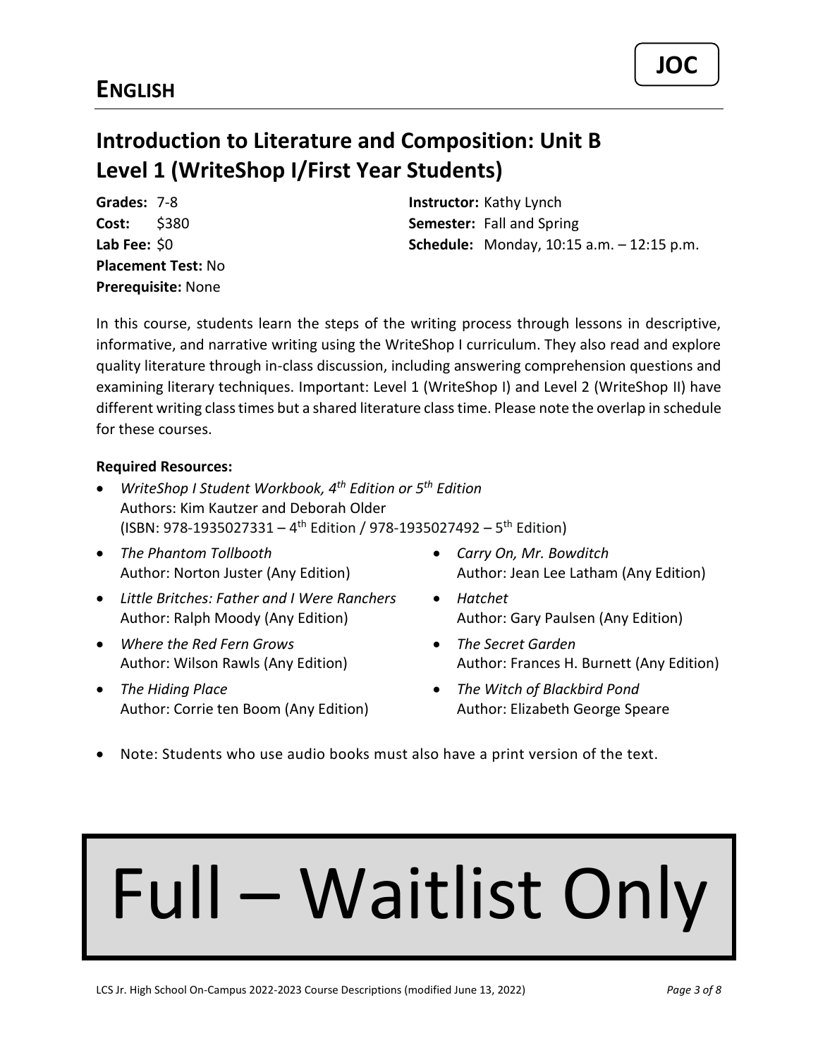# ENGLISH

**JOC**

## Introduction to Literature and Composition: Unit B
## Level 1 (WriteShop I/First Year Students)

**Grades:** 7-8
**Cost:** $380
**Lab Fee:** $0
**Placement Test:** No
**Prerequisite:** None

**Instructor:** Kathy Lynch
**Semester:** Fall and Spring
**Schedule:** Monday, 10:15 a.m. – 12:15 p.m.

In this course, students learn the steps of the writing process through lessons in descriptive, informative, and narrative writing using the WriteShop I curriculum. They also read and explore quality literature through in-class discussion, including answering comprehension questions and examining literary techniques. Important: Level 1 (WriteShop I) and Level 2 (WriteShop II) have different writing class times but a shared literature class time. Please note the overlap in schedule for these courses.

**Required Resources:**

- *WriteShop I Student Workbook, 4th Edition or 5th Edition*
  Authors: Kim Kautzer and Deborah Older
  (ISBN: 978-1935027331 – 4th Edition / 978-1935027492 – 5th Edition)
- *The Phantom Tollbooth*
  Author: Norton Juster (Any Edition)
- *Little Britches: Father and I Were Ranchers*
  Author: Ralph Moody (Any Edition)
- *Where the Red Fern Grows*
  Author: Wilson Rawls (Any Edition)
- *The Hiding Place*
  Author: Corrie ten Boom (Any Edition)
- *Carry On, Mr. Bowditch*
  Author: Jean Lee Latham (Any Edition)
- *Hatchet*
  Author: Gary Paulsen (Any Edition)
- *The Secret Garden*
  Author: Frances H. Burnett (Any Edition)
- *The Witch of Blackbird Pond*
  Author: Elizabeth George Speare
- Note: Students who use audio books must also have a print version of the text.

# Full – Waitlist Only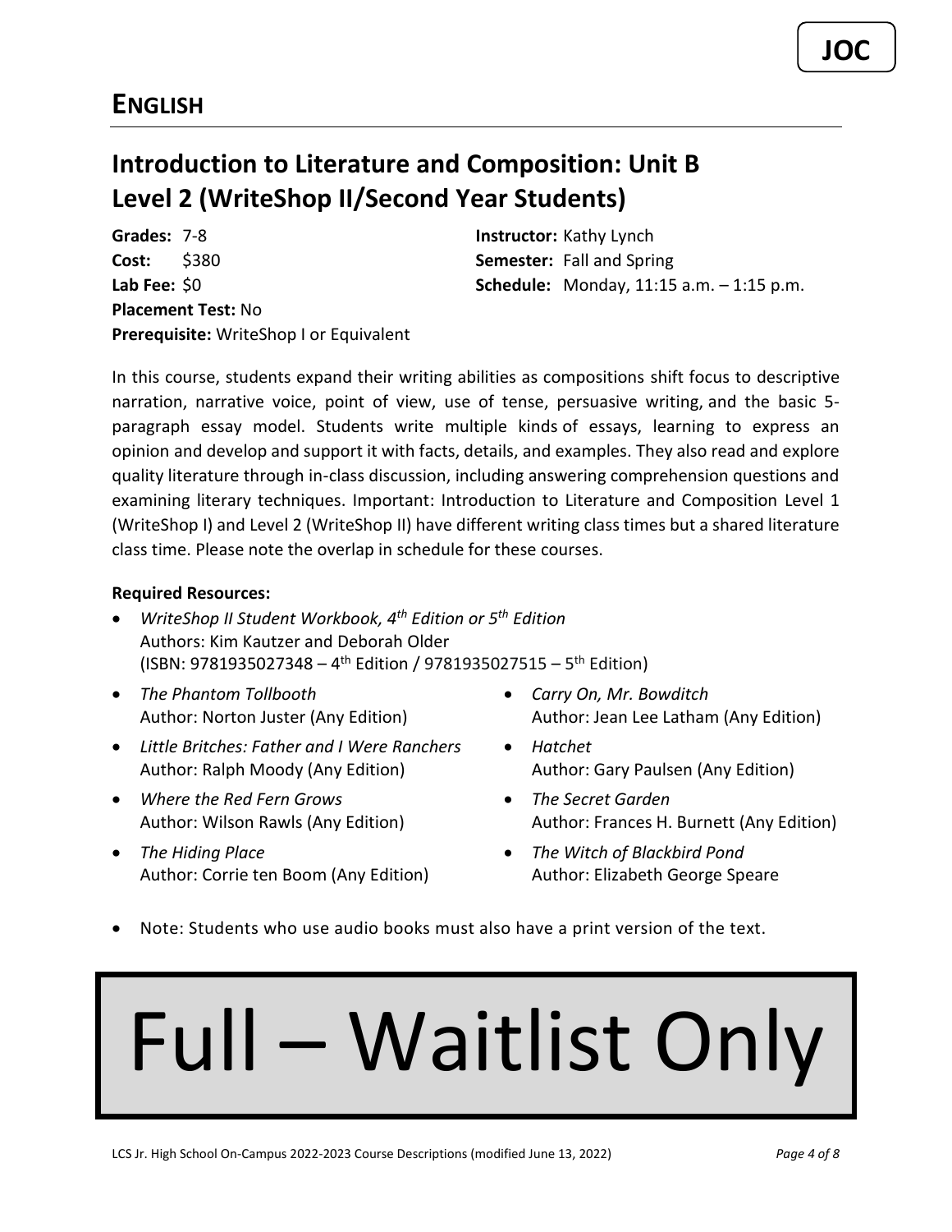# ENGLISH

## Introduction to Literature and Composition: Unit B
## Level 2 (WriteShop II/Second Year Students)

**Grades:** 7-8
**Cost:** $380
**Lab Fee:** $0
**Placement Test:** No
**Prerequisite:** WriteShop I or Equivalent

**Instructor:** Kathy Lynch
**Semester:** Fall and Spring
**Schedule:** Monday, 11:15 a.m. – 1:15 p.m.

In this course, students expand their writing abilities as compositions shift focus to descriptive narration, narrative voice, point of view, use of tense, persuasive writing, and the basic 5-paragraph essay model. Students write multiple kinds of essays, learning to express an opinion and develop and support it with facts, details, and examples. They also read and explore quality literature through in-class discussion, including answering comprehension questions and examining literary techniques. Important: Introduction to Literature and Composition Level 1 (WriteShop I) and Level 2 (WriteShop II) have different writing class times but a shared literature class time. Please note the overlap in schedule for these courses.

**Required Resources:**

- *WriteShop II Student Workbook, 4th Edition or 5th Edition*
  Authors: Kim Kautzer and Deborah Older
  (ISBN: 9781935027348 – 4th Edition / 9781935027515 – 5th Edition)
- *The Phantom Tollbooth*
  Author: Norton Juster (Any Edition)
- *Little Britches: Father and I Were Ranchers*
  Author: Ralph Moody (Any Edition)
- *Where the Red Fern Grows*
  Author: Wilson Rawls (Any Edition)
- *The Hiding Place*
  Author: Corrie ten Boom (Any Edition)
- *Carry On, Mr. Bowditch*
  Author: Jean Lee Latham (Any Edition)
- *Hatchet*
  Author: Gary Paulsen (Any Edition)
- *The Secret Garden*
  Author: Frances H. Burnett (Any Edition)
- *The Witch of Blackbird Pond*
  Author: Elizabeth George Speare
- Note: Students who use audio books must also have a print version of the text.

**Full – Waitlist Only**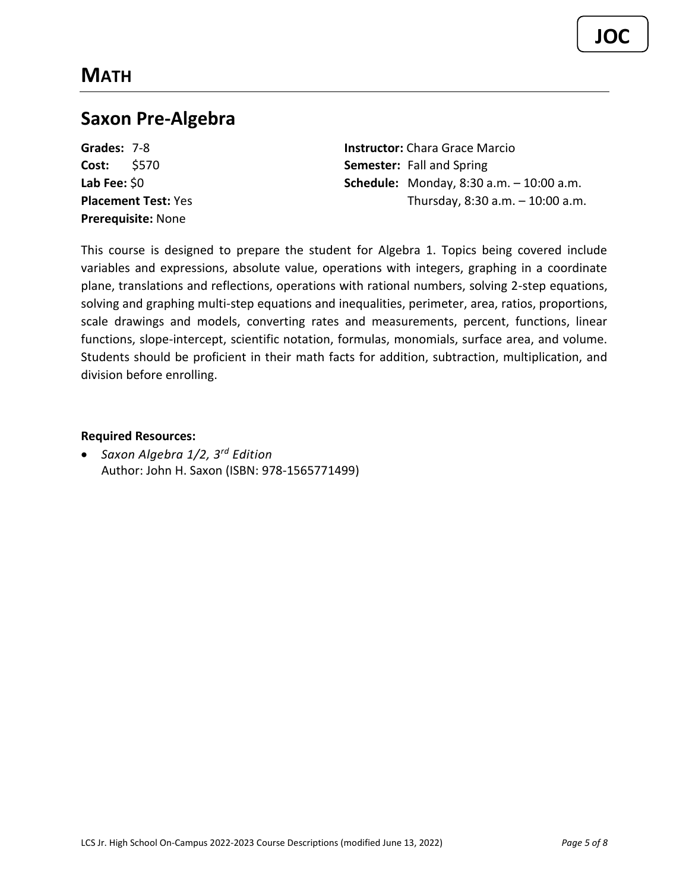# Math

## Saxon Pre-Algebra

**Grades:** 7-8
**Cost:** $570
**Lab Fee:** $0
**Placement Test:** Yes
**Prerequisite:** None

**Instructor:** Chara Grace Marcio
**Semester:** Fall and Spring
**Schedule:** Monday, 8:30 a.m. – 10:00 a.m.
Thursday, 8:30 a.m. – 10:00 a.m.

This course is designed to prepare the student for Algebra 1. Topics being covered include variables and expressions, absolute value, operations with integers, graphing in a coordinate plane, translations and reflections, operations with rational numbers, solving 2-step equations, solving and graphing multi-step equations and inequalities, perimeter, area, ratios, proportions, scale drawings and models, converting rates and measurements, percent, functions, linear functions, slope-intercept, scientific notation, formulas, monomials, surface area, and volume. Students should be proficient in their math facts for addition, subtraction, multiplication, and division before enrolling.

**Required Resources:**

- *Saxon Algebra 1/2, 3rd Edition*
  Author: John H. Saxon (ISBN: 978-1565771499)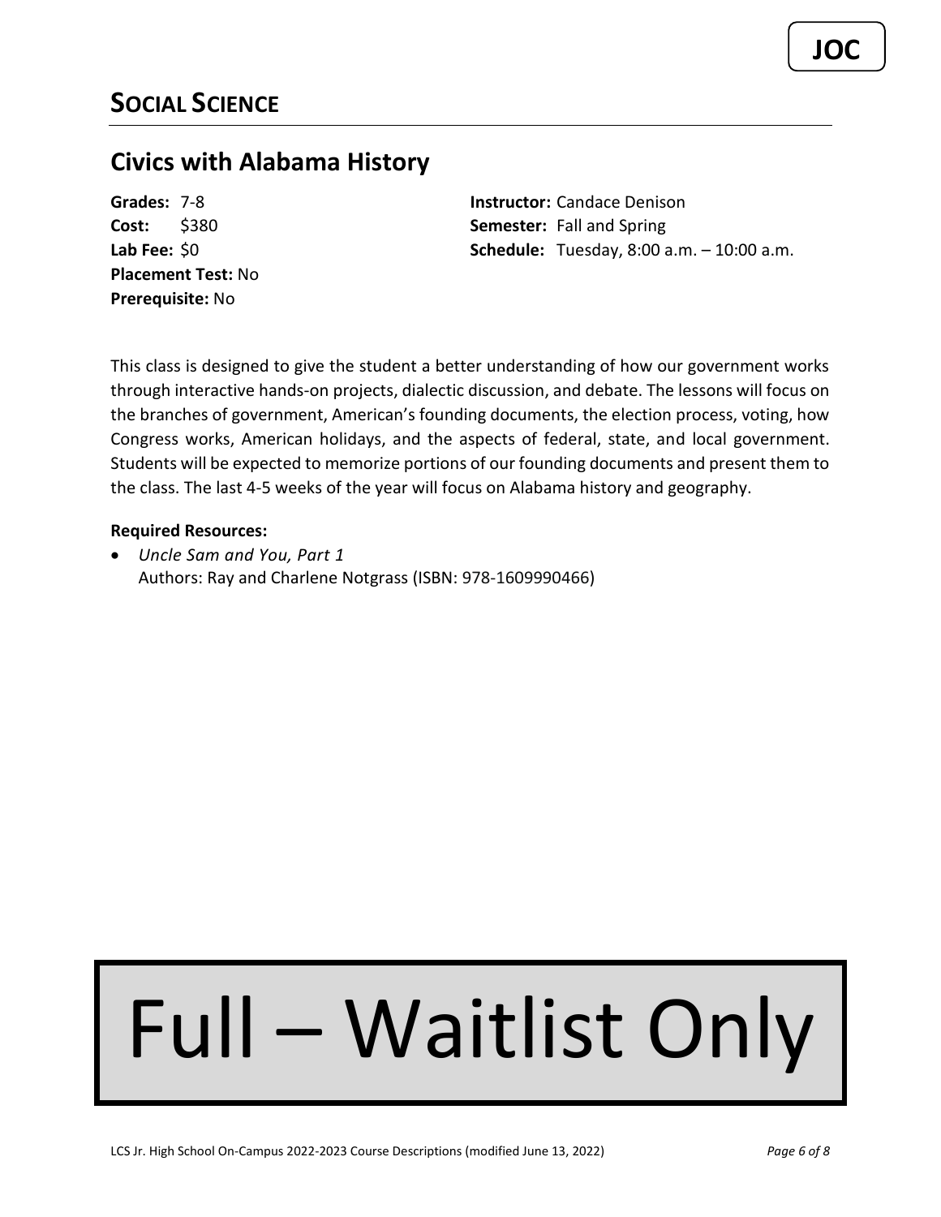## SOCIAL SCIENCE

### Civics with Alabama History

**Grades:** 7-8
**Cost:** $380
**Lab Fee:** $0
**Placement Test:** No
**Prerequisite:** No

**Instructor:** Candace Denison
**Semester:** Fall and Spring
**Schedule:** Tuesday, 8:00 a.m. – 10:00 a.m.

This class is designed to give the student a better understanding of how our government works through interactive hands-on projects, dialectic discussion, and debate. The lessons will focus on the branches of government, American's founding documents, the election process, voting, how Congress works, American holidays, and the aspects of federal, state, and local government. Students will be expected to memorize portions of our founding documents and present them to the class. The last 4-5 weeks of the year will focus on Alabama history and geography.

**Required Resources:**

- *Uncle Sam and You, Part 1*
  Authors: Ray and Charlene Notgrass (ISBN: 978-1609990466)

# Full – Waitlist Only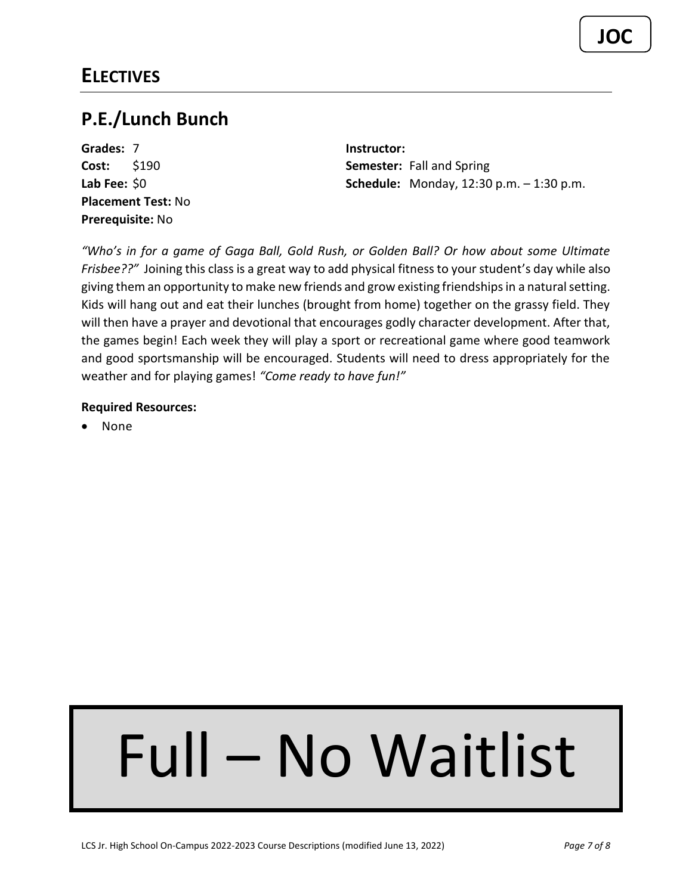# Electives

## P.E./Lunch Bunch

**Grades:** 7
**Cost:** $190
**Lab Fee:** $0
**Placement Test:** No
**Prerequisite:** No

**Instructor:**
**Semester:** Fall and Spring
**Schedule:** Monday, 12:30 p.m. – 1:30 p.m.

*"Who's in for a game of Gaga Ball, Gold Rush, or Golden Ball? Or how about some Ultimate Frisbee??"* Joining this class is a great way to add physical fitness to your student's day while also giving them an opportunity to make new friends and grow existing friendships in a natural setting. Kids will hang out and eat their lunches (brought from home) together on the grassy field. They will then have a prayer and devotional that encourages godly character development. After that, the games begin! Each week they will play a sport or recreational game where good teamwork and good sportsmanship will be encouraged. Students will need to dress appropriately for the weather and for playing games! *"Come ready to have fun!"*

**Required Resources:**

- None

Full – No Waitlist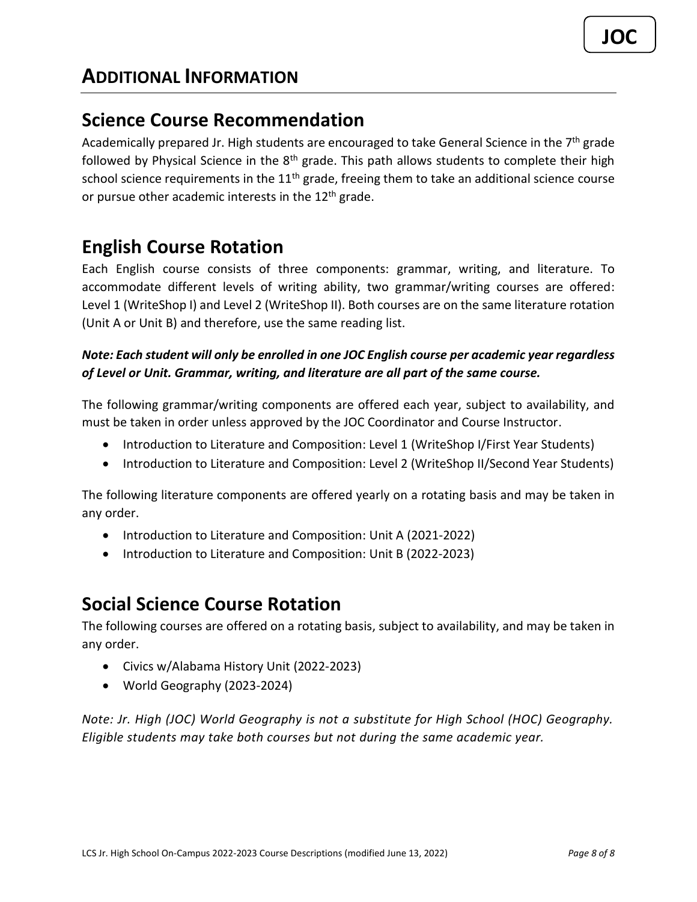# ADDITIONAL INFORMATION

## Science Course Recommendation

Academically prepared Jr. High students are encouraged to take General Science in the 7th grade followed by Physical Science in the 8th grade. This path allows students to complete their high school science requirements in the 11th grade, freeing them to take an additional science course or pursue other academic interests in the 12th grade.

## English Course Rotation

Each English course consists of three components: grammar, writing, and literature. To accommodate different levels of writing ability, two grammar/writing courses are offered: Level 1 (WriteShop I) and Level 2 (WriteShop II). Both courses are on the same literature rotation (Unit A or Unit B) and therefore, use the same reading list.

***Note: Each student will only be enrolled in one JOC English course per academic year regardless of Level or Unit. Grammar, writing, and literature are all part of the same course.***

The following grammar/writing components are offered each year, subject to availability, and must be taken in order unless approved by the JOC Coordinator and Course Instructor.

- Introduction to Literature and Composition: Level 1 (WriteShop I/First Year Students)
- Introduction to Literature and Composition: Level 2 (WriteShop II/Second Year Students)

The following literature components are offered yearly on a rotating basis and may be taken in any order.

- Introduction to Literature and Composition: Unit A (2021-2022)
- Introduction to Literature and Composition: Unit B (2022-2023)

## Social Science Course Rotation

The following courses are offered on a rotating basis, subject to availability, and may be taken in any order.

- Civics w/Alabama History Unit (2022-2023)
- World Geography (2023-2024)

*Note: Jr. High (JOC) World Geography is not a substitute for High School (HOC) Geography. Eligible students may take both courses but not during the same academic year.*